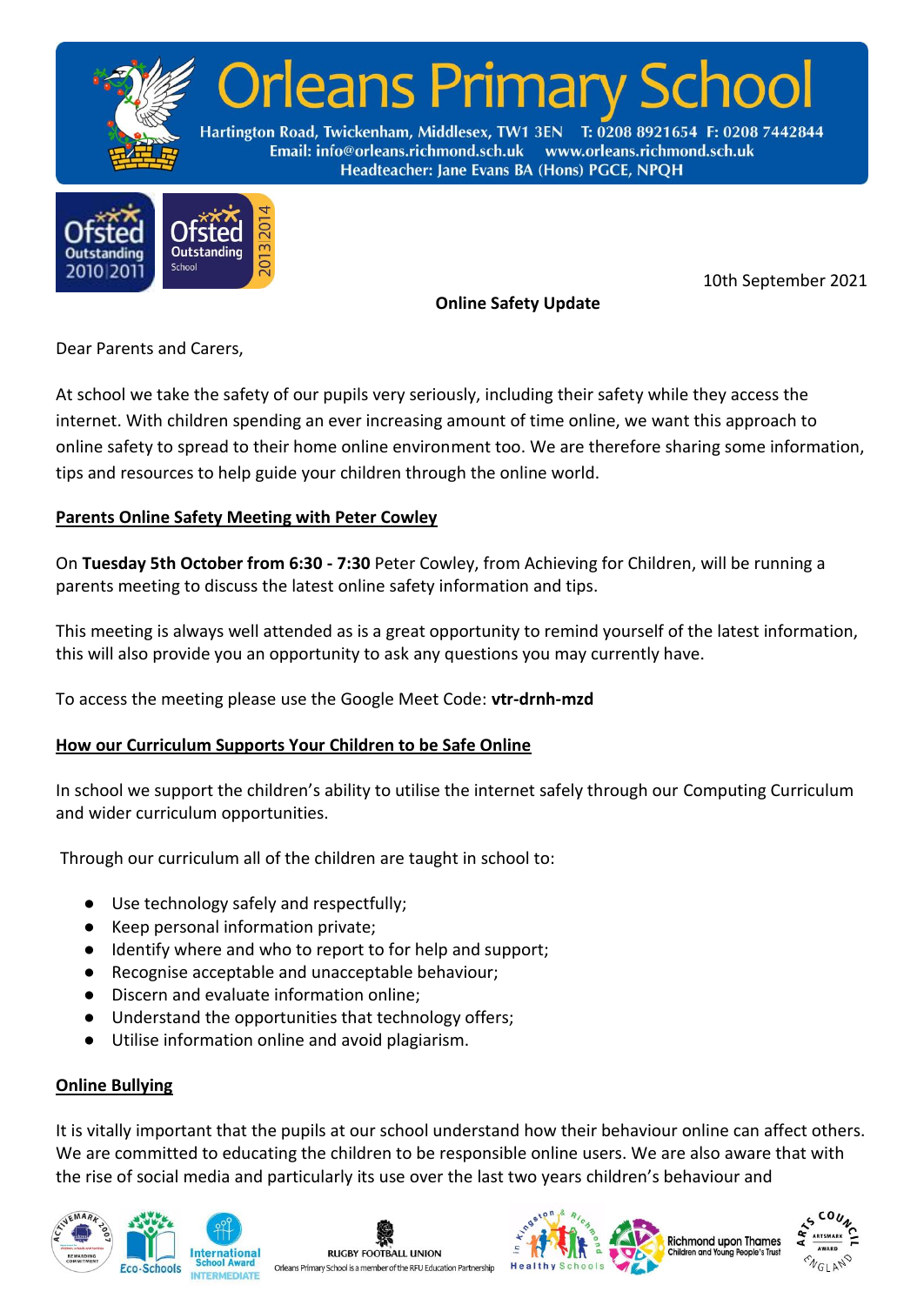# Orleans Primary School

Hartington Road, Twickenham, Middlesex, TW1 3EN T: 0208 8921654 F: 0208 7442844
Email: info@orleans.richmond.sch.uk www.orleans.richmond.sch.uk
Headteacher: Jane Evans BA (Hons) PGCE, NPQH

10th September 2021

**Online Safety Update**

Dear Parents and Carers,

At school we take the safety of our pupils very seriously, including their safety while they access the internet. With children spending an ever increasing amount of time online, we want this approach to online safety to spread to their home online environment too. We are therefore sharing some information, tips and resources to help guide your children through the online world.

## Parents Online Safety Meeting with Peter Cowley

On **Tuesday 5th October from 6:30 - 7:30** Peter Cowley, from Achieving for Children, will be running a parents meeting to discuss the latest online safety information and tips.

This meeting is always well attended as is a great opportunity to remind yourself of the latest information, this will also provide you an opportunity to ask any questions you may currently have.

To access the meeting please use the Google Meet Code: **vtr-drnh-mzd**

## How our Curriculum Supports Your Children to be Safe Online

In school we support the children's ability to utilise the internet safely through our Computing Curriculum and wider curriculum opportunities.

Through our curriculum all of the children are taught in school to:

- Use technology safely and respectfully;
- Keep personal information private;
- Identify where and who to report to for help and support;
- Recognise acceptable and unacceptable behaviour;
- Discern and evaluate information online;
- Understand the opportunities that technology offers;
- Utilise information online and avoid plagiarism.

## Online Bullying

It is vitally important that the pupils at our school understand how their behaviour online can affect others. We are committed to educating the children to be responsible online users. We are also aware that with the rise of social media and particularly its use over the last two years children's behaviour and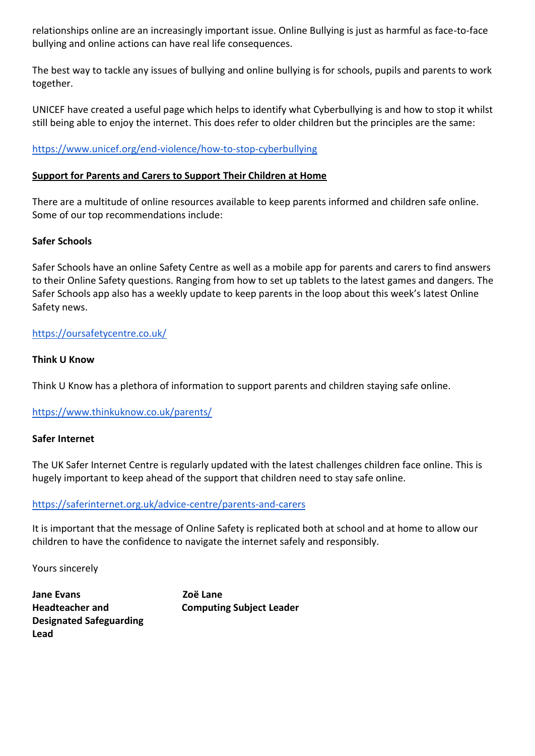relationships online are an increasingly important issue. Online Bullying is just as harmful as face-to-face bullying and online actions can have real life consequences.

The best way to tackle any issues of bullying and online bullying is for schools, pupils and parents to work together.

UNICEF have created a useful page which helps to identify what Cyberbullying is and how to stop it whilst still being able to enjoy the internet. This does refer to older children but the principles are the same:

https://www.unicef.org/end-violence/how-to-stop-cyberbullying

**Support for Parents and Carers to Support Their Children at Home**

There are a multitude of online resources available to keep parents informed and children safe online. Some of our top recommendations include:

**Safer Schools**

Safer Schools have an online Safety Centre as well as a mobile app for parents and carers to find answers to their Online Safety questions. Ranging from how to set up tablets to the latest games and dangers. The Safer Schools app also has a weekly update to keep parents in the loop about this week's latest Online Safety news.

https://oursafetycentre.co.uk/

**Think U Know**

Think U Know has a plethora of information to support parents and children staying safe online.

https://www.thinkuknow.co.uk/parents/

**Safer Internet**

The UK Safer Internet Centre is regularly updated with the latest challenges children face online. This is hugely important to keep ahead of the support that children need to stay safe online.

https://saferinternet.org.uk/advice-centre/parents-and-carers

It is important that the message of Online Safety is replicated both at school and at home to allow our children to have the confidence to navigate the internet safely and responsibly.

Yours sincerely

**Jane Evans**
**Headteacher and Designated Safeguarding Lead**

**Zoë Lane**
**Computing Subject Leader**